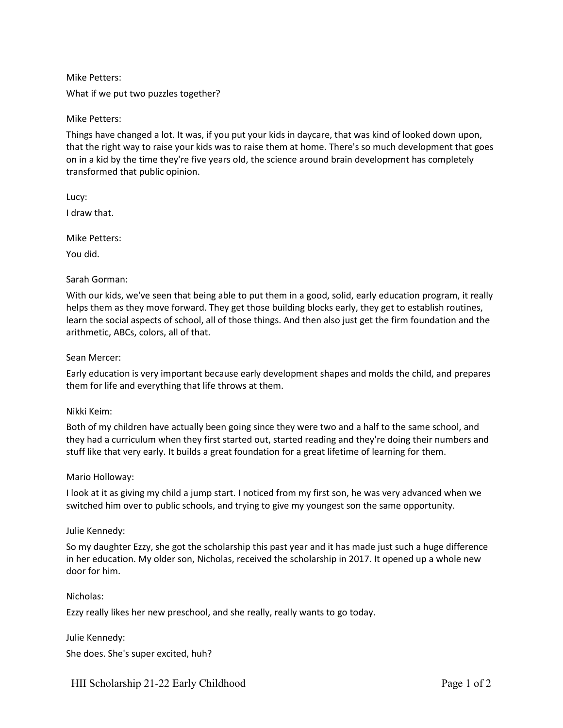Mike Petters:

What if we put two puzzles together?

Mike Petters:

Things have changed a lot. It was, if you put your kids in daycare, that was kind of looked down upon, that the right way to raise your kids was to raise them at home. There's so much development that goes on in a kid by the time they're five years old, the science around brain development has completely transformed that public opinion.

Lucy:

I draw that.

Mike Petters:

You did.

Sarah Gorman:

With our kids, we've seen that being able to put them in a good, solid, early education program, it really helps them as they move forward. They get those building blocks early, they get to establish routines, learn the social aspects of school, all of those things. And then also just get the firm foundation and the arithmetic, ABCs, colors, all of that.

Sean Mercer:

Early education is very important because early development shapes and molds the child, and prepares them for life and everything that life throws at them.

Nikki Keim:

Both of my children have actually been going since they were two and a half to the same school, and they had a curriculum when they first started out, started reading and they're doing their numbers and stuff like that very early. It builds a great foundation for a great lifetime of learning for them.

Mario Holloway:

I look at it as giving my child a jump start. I noticed from my first son, he was very advanced when we switched him over to public schools, and trying to give my youngest son the same opportunity.

Julie Kennedy:

So my daughter Ezzy, she got the scholarship this past year and it has made just such a huge difference in her education. My older son, Nicholas, received the scholarship in 2017. It opened up a whole new door for him.

Nicholas:

Ezzy really likes her new preschool, and she really, really wants to go today.

Julie Kennedy:

She does. She's super excited, huh?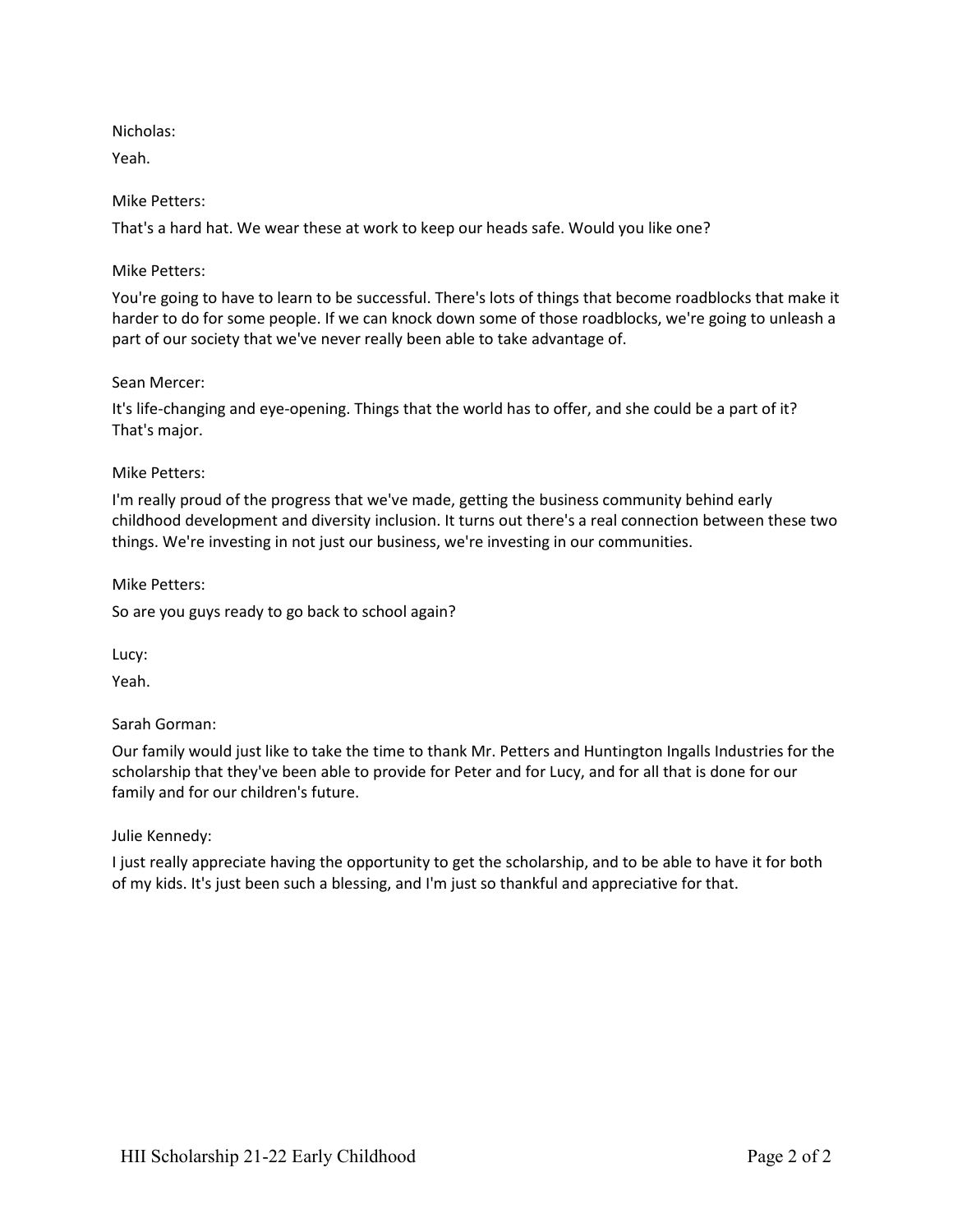Nicholas:

Yeah.

Mike Petters:

That's a hard hat. We wear these at work to keep our heads safe. Would you like one?

Mike Petters:

You're going to have to learn to be successful. There's lots of things that become roadblocks that make it harder to do for some people. If we can knock down some of those roadblocks, we're going to unleash a part of our society that we've never really been able to take advantage of.

Sean Mercer:

It's life-changing and eye-opening. Things that the world has to offer, and she could be a part of it? That's major.

Mike Petters:

I'm really proud of the progress that we've made, getting the business community behind early childhood development and diversity inclusion. It turns out there's a real connection between these two things. We're investing in not just our business, we're investing in our communities.

Mike Petters:

So are you guys ready to go back to school again?

Lucy:

Yeah.

Sarah Gorman:

Our family would just like to take the time to thank Mr. Petters and Huntington Ingalls Industries for the scholarship that they've been able to provide for Peter and for Lucy, and for all that is done for our family and for our children's future.

Julie Kennedy:

I just really appreciate having the opportunity to get the scholarship, and to be able to have it for both of my kids. It's just been such a blessing, and I'm just so thankful and appreciative for that.